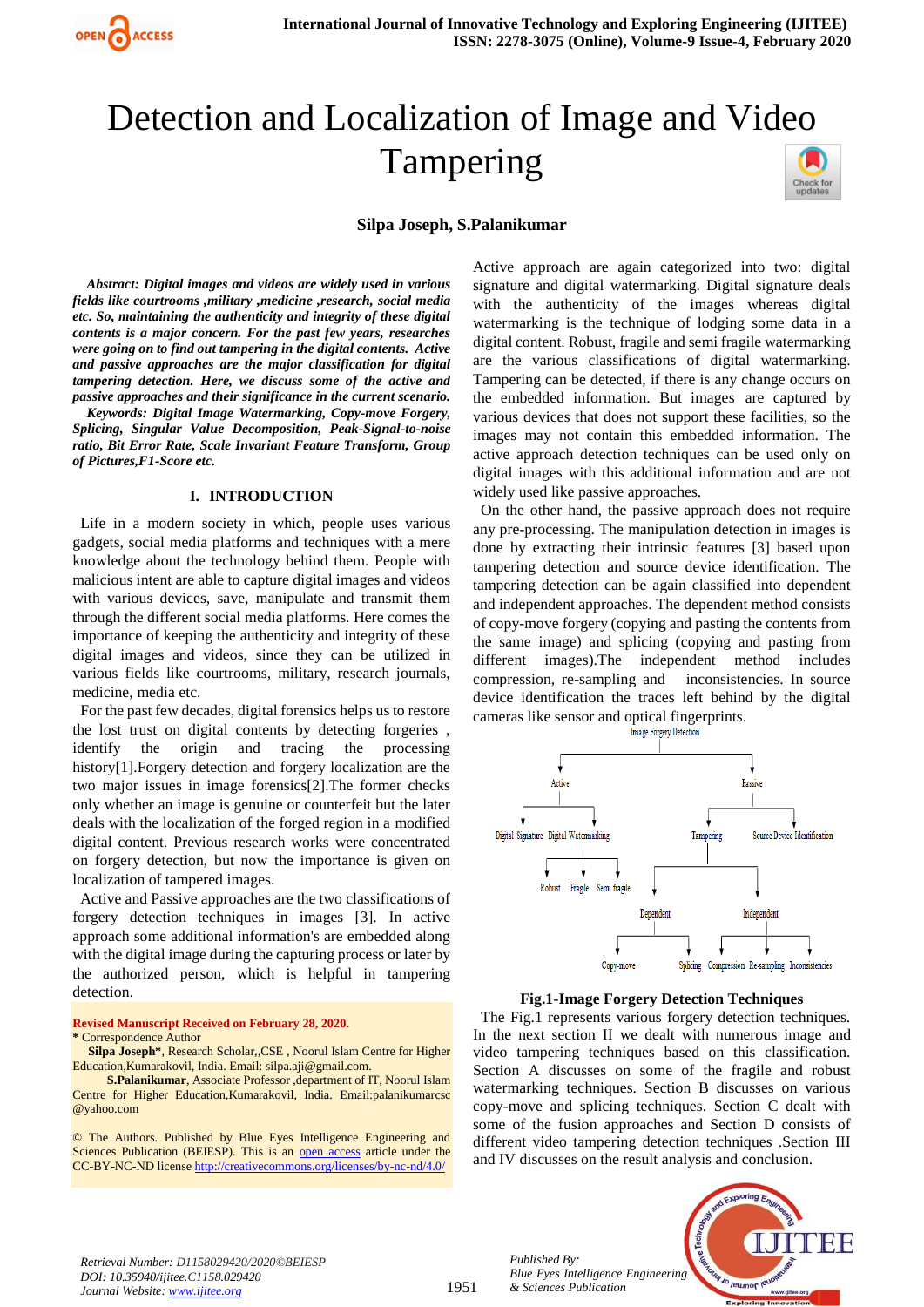# Detection and Localization of Image and Video Tampering

**Silpa Joseph, S.Palanikumar**

***Abstract:** Digital images and videos are widely used in various fields like courtrooms ,military ,medicine ,research, social media etc. So, maintaining the authenticity and integrity of these digital contents is a major concern. For the past few years, researches were going on to find out tampering in the digital contents. Active and passive approaches are the major classification for digital tampering detection. Here, we discuss some of the active and passive approaches and their significance in the current scenario.*

***Keywords:** Digital Image Watermarking, Copy-move Forgery, Splicing, Singular Value Decomposition, Peak-Signal-to-noise ratio, Bit Error Rate, Scale Invariant Feature Transform, Group of Pictures,F1-Score etc.*

## I. INTRODUCTION

Life in a modern society in which, people uses various gadgets, social media platforms and techniques with a mere knowledge about the technology behind them. People with malicious intent are able to capture digital images and videos with various devices, save, manipulate and transmit them through the different social media platforms. Here comes the importance of keeping the authenticity and integrity of these digital images and videos, since they can be utilized in various fields like courtrooms, military, research journals, medicine, media etc.

For the past few decades, digital forensics helps us to restore the lost trust on digital contents by detecting forgeries , identify the origin and tracing the processing history[1].Forgery detection and forgery localization are the two major issues in image forensics[2].The former checks only whether an image is genuine or counterfeit but the later deals with the localization of the forged region in a modified digital content. Previous research works were concentrated on forgery detection, but now the importance is given on localization of tampered images.

Active and Passive approaches are the two classifications of forgery detection techniques in images [3]. In active approach some additional information's are embedded along with the digital image during the capturing process or later by the authorized person, which is helpful in tampering detection.

**Revised Manuscript Received on February 28, 2020.**
\* Correspondence Author
**Silpa Joseph\***, Research Scholar,,CSE , Noorul Islam Centre for Higher Education,Kumarakovil, India. Email: silpa.aji@gmail.com.
**S.Palanikumar**, Associate Professor ,department of IT, Noorul Islam Centre for Higher Education,Kumarakovil, India. Email:palanikumarcsc @yahoo.com

© The Authors. Published by Blue Eyes Intelligence Engineering and Sciences Publication (BEIESP). This is an open access article under the CC-BY-NC-ND license http://creativecommons.org/licenses/by-nc-nd/4.0/

Active approach are again categorized into two: digital signature and digital watermarking. Digital signature deals with the authenticity of the images whereas digital watermarking is the technique of lodging some data in a digital content. Robust, fragile and semi fragile watermarking are the various classifications of digital watermarking. Tampering can be detected, if there is any change occurs on the embedded information. But images are captured by various devices that does not support these facilities, so the images may not contain this embedded information. The active approach detection techniques can be used only on digital images with this additional information and are not widely used like passive approaches.

On the other hand, the passive approach does not require any pre-processing. The manipulation detection in images is done by extracting their intrinsic features [3] based upon tampering detection and source device identification. The tampering detection can be again classified into dependent and independent approaches. The dependent method consists of copy-move forgery (copying and pasting the contents from the same image) and splicing (copying and pasting from different images).The independent method includes compression, re-sampling and inconsistencies. In source device identification the traces left behind by the digital cameras like sensor and optical fingerprints.

- Image Forgery Detection
  - Active
    - Digital Signature
    - Digital Watermarking
      - Robust
      - Fragile
      - Semi fragile
  - Passive
    - Tampering
      - Dependent
        - Copy-move
        - Splicing
      - Independent
        - Compression
        - Re-sampling
        - Inconsistencies
    - Source Device Identification

**Fig.1-Image Forgery Detection Techniques**

The Fig.1 represents various forgery detection techniques. In the next section II we dealt with numerous image and video tampering techniques based on this classification. Section A discusses on some of the fragile and robust watermarking techniques. Section B discusses on various copy-move and splicing techniques. Section C dealt with some of the fusion approaches and Section D consists of different video tampering detection techniques .Section III and IV discusses on the result analysis and conclusion.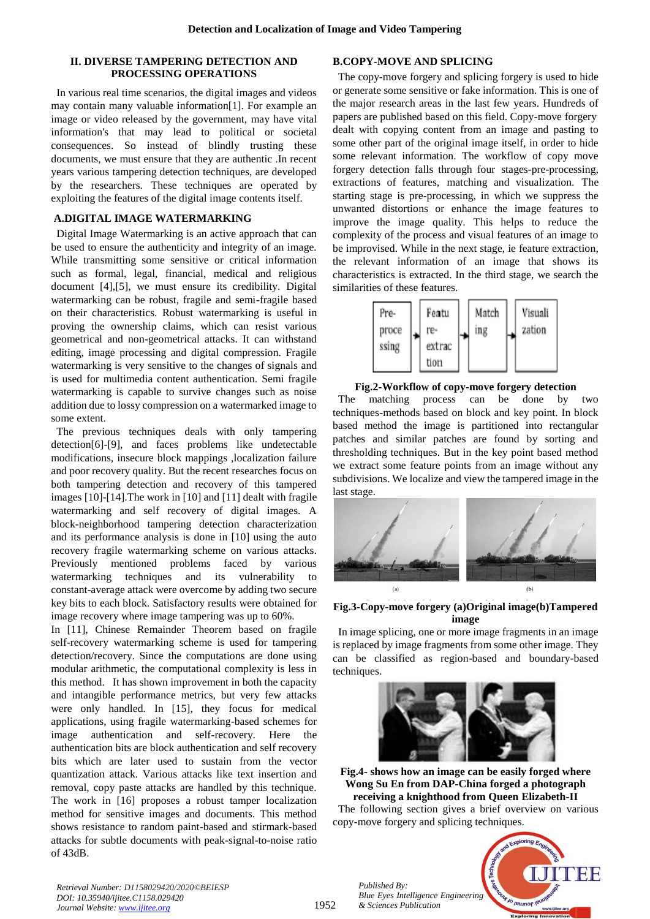## II. DIVERSE TAMPERING DETECTION AND PROCESSING OPERATIONS

In various real time scenarios, the digital images and videos may contain many valuable information[1]. For example an image or video released by the government, may have vital information's that may lead to political or societal consequences. So instead of blindly trusting these documents, we must ensure that they are authentic .In recent years various tampering detection techniques, are developed by the researchers. These techniques are operated by exploiting the features of the digital image contents itself.

### A.DIGITAL IMAGE WATERMARKING

Digital Image Watermarking is an active approach that can be used to ensure the authenticity and integrity of an image. While transmitting some sensitive or critical information such as formal, legal, financial, medical and religious document [4],[5], we must ensure its credibility. Digital watermarking can be robust, fragile and semi-fragile based on their characteristics. Robust watermarking is useful in proving the ownership claims, which can resist various geometrical and non-geometrical attacks. It can withstand editing, image processing and digital compression. Fragile watermarking is very sensitive to the changes of signals and is used for multimedia content authentication. Semi fragile watermarking is capable to survive changes such as noise addition due to lossy compression on a watermarked image to some extent.

The previous techniques deals with only tampering detection[6]-[9], and faces problems like undetectable modifications, insecure block mappings ,localization failure and poor recovery quality. But the recent researches focus on both tampering detection and recovery of this tampered images [10]-[14].The work in [10] and [11] dealt with fragile watermarking and self recovery of digital images. A block-neighborhood tampering detection characterization and its performance analysis is done in [10] using the auto recovery fragile watermarking scheme on various attacks. Previously mentioned problems faced by various watermarking techniques and its vulnerability to constant-average attack were overcome by adding two secure key bits to each block. Satisfactory results were obtained for image recovery where image tampering was up to 60%.

In [11], Chinese Remainder Theorem based on fragile self-recovery watermarking scheme is used for tampering detection/recovery. Since the computations are done using modular arithmetic, the computational complexity is less in this method. It has shown improvement in both the capacity and intangible performance metrics, but very few attacks were only handled. In [15], they focus for medical applications, using fragile watermarking-based schemes for image authentication and self-recovery. Here the authentication bits are block authentication and self recovery bits which are later used to sustain from the vector quantization attack. Various attacks like text insertion and removal, copy paste attacks are handled by this technique. The work in [16] proposes a robust tamper localization method for sensitive images and documents. This method shows resistance to random paint-based and stirmark-based attacks for subtle documents with peak-signal-to-noise ratio of 43dB.

### B.COPY-MOVE AND SPLICING

The copy-move forgery and splicing forgery is used to hide or generate some sensitive or fake information. This is one of the major research areas in the last few years. Hundreds of papers are published based on this field. Copy-move forgery dealt with copying content from an image and pasting to some other part of the original image itself, in order to hide some relevant information. The workflow of copy move forgery detection falls through four stages-pre-processing, extractions of features, matching and visualization. The starting stage is pre-processing, in which we suppress the unwanted distortions or enhance the image features to improve the image quality. This helps to reduce the complexity of the process and visual features of an image to be improvised. While in the next stage, ie feature extraction, the relevant information of an image that shows its characteristics is extracted. In the third stage, we search the similarities of these features.

Pre-processing → Feature-extraction → Matching → Visualization

**Fig.2-Workflow of copy-move forgery detection**

The matching process can be done by two techniques-methods based on block and key point. In block based method the image is partitioned into rectangular patches and similar patches are found by sorting and thresholding techniques. But in the key point based method we extract some feature points from an image without any subdivisions. We localize and view the tampered image in the last stage.

**Fig.3-Copy-move forgery (a)Original image(b)Tampered image**

In image splicing, one or more image fragments in an image is replaced by image fragments from some other image. They can be classified as region-based and boundary-based techniques.

**Fig.4- shows how an image can be easily forged where Wong Su En from DAP-China forged a photograph receiving a knighthood from Queen Elizabeth-II**

The following section gives a brief overview on various copy-move forgery and splicing techniques.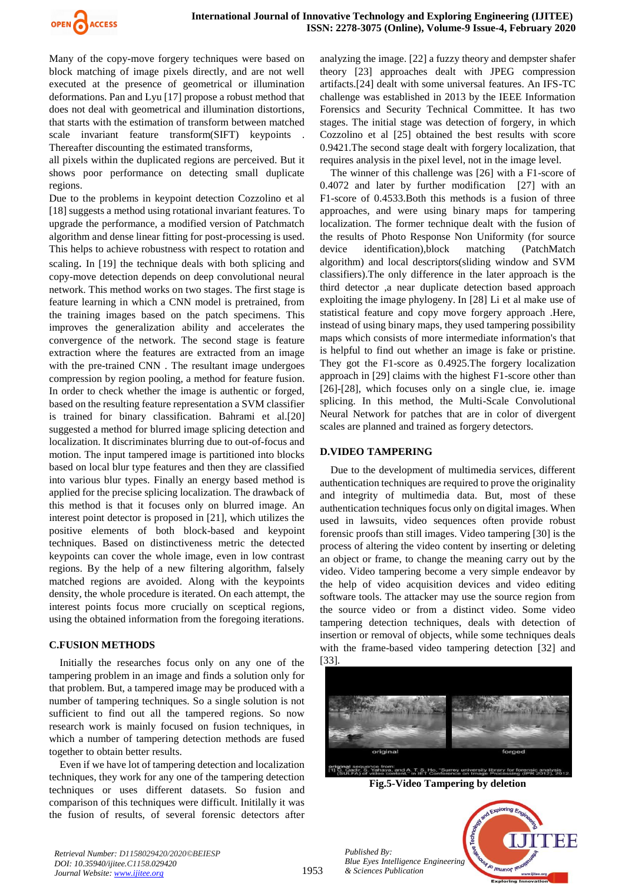Many of the copy-move forgery techniques were based on block matching of image pixels directly, and are not well executed at the presence of geometrical or illumination deformations. Pan and Lyu [17] propose a robust method that does not deal with geometrical and illumination distortions, that starts with the estimation of transform between matched scale invariant feature transform(SIFT) keypoints . Thereafter discounting the estimated transforms,

all pixels within the duplicated regions are perceived. But it shows poor performance on detecting small duplicate regions.

Due to the problems in keypoint detection Cozzolino et al [18] suggests a method using rotational invariant features. To upgrade the performance, a modified version of Patchmatch algorithm and dense linear fitting for post-processing is used. This helps to achieve robustness with respect to rotation and scaling. In [19] the technique deals with both splicing and copy-move detection depends on deep convolutional neural network. This method works on two stages. The first stage is feature learning in which a CNN model is pretrained, from the training images based on the patch specimens. This improves the generalization ability and accelerates the convergence of the network. The second stage is feature extraction where the features are extracted from an image with the pre-trained CNN . The resultant image undergoes compression by region pooling, a method for feature fusion. In order to check whether the image is authentic or forged, based on the resulting feature representation a SVM classifier is trained for binary classification. Bahrami et al.[20] suggested a method for blurred image splicing detection and localization. It discriminates blurring due to out-of-focus and motion. The input tampered image is partitioned into blocks based on local blur type features and then they are classified into various blur types. Finally an energy based method is applied for the precise splicing localization. The drawback of this method is that it focuses only on blurred image. An interest point detector is proposed in [21], which utilizes the positive elements of both block-based and keypoint techniques. Based on distinctiveness metric the detected keypoints can cover the whole image, even in low contrast regions. By the help of a new filtering algorithm, falsely matched regions are avoided. Along with the keypoints density, the whole procedure is iterated. On each attempt, the interest points focus more crucially on sceptical regions, using the obtained information from the foregoing iterations.

## C.FUSION METHODS

Initially the researches focus only on any one of the tampering problem in an image and finds a solution only for that problem. But, a tampered image may be produced with a number of tampering techniques. So a single solution is not sufficient to find out all the tampered regions. So now research work is mainly focused on fusion techniques, in which a number of tampering detection methods are fused together to obtain better results.

Even if we have lot of tampering detection and localization techniques, they work for any one of the tampering detection techniques or uses different datasets. So fusion and comparison of this techniques were difficult. Initially it was the fusion of results, of several forensic detectors after analyzing the image. [22] a fuzzy theory and dempster shafer theory [23] approaches dealt with JPEG compression artifacts.[24] dealt with some universal features. An IFS-TC challenge was established in 2013 by the IEEE Information Forensics and Security Technical Committee. It has two stages. The initial stage was detection of forgery, in which Cozzolino et al [25] obtained the best results with score 0.9421.The second stage dealt with forgery localization, that requires analysis in the pixel level, not in the image level.

The winner of this challenge was [26] with a F1-score of 0.4072 and later by further modification [27] with an F1-score of 0.4533.Both this methods is a fusion of three approaches, and were using binary maps for tampering localization. The former technique dealt with the fusion of the results of Photo Response Non Uniformity (for source device identification),block matching (PatchMatch algorithm) and local descriptors(sliding window and SVM classifiers).The only difference in the later approach is the third detector ,a near duplicate detection based approach exploiting the image phylogeny. In [28] Li et al make use of statistical feature and copy move forgery approach .Here, instead of using binary maps, they used tampering possibility maps which consists of more intermediate information's that is helpful to find out whether an image is fake or pristine. They got the F1-score as 0.4925.The forgery localization approach in [29] claims with the highest F1-score other than [26]-[28], which focuses only on a single clue, ie. image splicing. In this method, the Multi-Scale Convolutional Neural Network for patches that are in color of divergent scales are planned and trained as forgery detectors.

## D.VIDEO TAMPERING

Due to the development of multimedia services, different authentication techniques are required to prove the originality and integrity of multimedia data. But, most of these authentication techniques focus only on digital images. When used in lawsuits, video sequences often provide robust forensic proofs than still images. Video tampering [30] is the process of altering the video content by inserting or deleting an object or frame, to change the meaning carry out by the video. Video tampering become a very simple endeavor by the help of video acquisition devices and video editing software tools. The attacker may use the source region from the source video or from a distinct video. Some video tampering detection techniques, deals with detection of insertion or removal of objects, while some techniques deals with the frame-based video tampering detection [32] and [33].

Fig.5-Video Tampering by deletion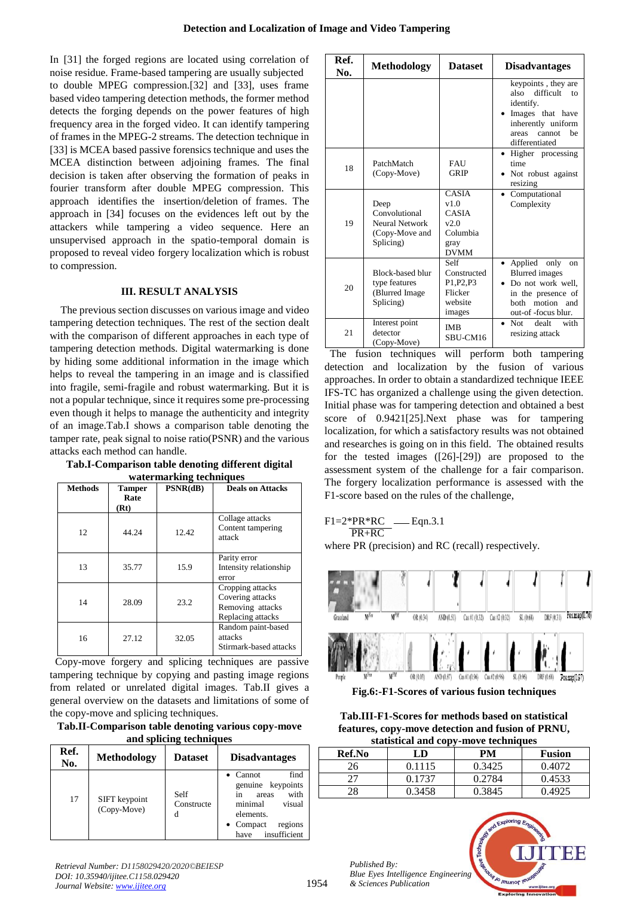In [31] the forged regions are located using correlation of noise residue. Frame-based tampering are usually subjected to double MPEG compression.[32] and [33], uses frame based video tampering detection methods, the former method detects the forging depends on the power features of high frequency area in the forged video. It can identify tampering of frames in the MPEG-2 streams. The detection technique in [33] is MCEA based passive forensics technique and uses the MCEA distinction between adjoining frames. The final decision is taken after observing the formation of peaks in fourier transform after double MPEG compression. This approach identifies the insertion/deletion of frames. The approach in [34] focuses on the evidences left out by the attackers while tampering a video sequence. Here an unsupervised approach in the spatio-temporal domain is proposed to reveal video forgery localization which is robust to compression.

## III. RESULT ANALYSIS

The previous section discusses on various image and video tampering detection techniques. The rest of the section dealt with the comparison of different approaches in each type of tampering detection methods. Digital watermarking is done by hiding some additional information in the image which helps to reveal the tampering in an image and is classified into fragile, semi-fragile and robust watermarking. But it is not a popular technique, since it requires some pre-processing even though it helps to manage the authenticity and integrity of an image.Tab.I shows a comparison table denoting the tamper rate, peak signal to noise ratio(PSNR) and the various attacks each method can handle.

**Tab.I-Comparison table denoting different digital watermarking techniques**

| Methods | Tamper Rate (Rt) | PSNR(dB) | Deals on Attacks |
|---|---|---|---|
| 12 | 44.24 | 12.42 | Collage attacks Content tampering attack |
| 13 | 35.77 | 15.9 | Parity error Intensity relationship error |
| 14 | 28.09 | 23.2 | Cropping attacks Covering attacks Removing attacks Replacing attacks |
| 16 | 27.12 | 32.05 | Random paint-based attacks Stirmark-based attacks |

Copy-move forgery and splicing techniques are passive tampering technique by copying and pasting image regions from related or unrelated digital images. Tab.II gives a general overview on the datasets and limitations of some of the copy-move and splicing techniques.

**Tab.II-Comparison table denoting various copy-move and splicing techniques**

| Ref. No. | Methodology | Dataset | Disadvantages |
|---|---|---|---|
| 17 | SIFT keypoint (Copy-Move) | Self Constructed | • Cannot find genuine keypoints in areas with minimal visual elements. • Compact regions have insufficient keypoints , they are also difficult to identify. • Images that have inherently uniform areas cannot be differentiated |
| 18 | PatchMatch (Copy-Move) | FAU GRIP | • Higher processing time • Not robust against resizing |
| 19 | Deep Convolutional Neural Network (Copy-Move and Splicing) | CASIA v1.0 CASIA v2.0 Columbia gray DVMM | • Computational Complexity |
| 20 | Block-based blur type features (Blurred Image Splicing) | Self Constructed P1,P2,P3 Flicker website images | • Applied only on Blurred images • Do not work well, in the presence of both motion and out-of -focus blur. |
| 21 | Interest point detector (Copy-Move) | IMB SBU-CM16 | • Not dealt with resizing attack |

The fusion techniques will perform both tampering detection and localization by the fusion of various approaches. In order to obtain a standardized technique IEEE IFS-TC has organized a challenge using the given detection. Initial phase was for tampering detection and obtained a best score of 0.9421[25].Next phase was for tampering localization, for which a satisfactory results was not obtained and researches is going on in this field. The obtained results for the tested images ([26]-[29]) are proposed to the assessment system of the challenge for a fair comparison. The forgery localization performance is assessed with the F1-score based on the rules of the challenge,

$$F1 = \frac{2 * PR * RC}{PR + RC} \quad \text{—— Eqn.3.1}$$

where PR (precision) and RC (recall) respectively.

Fig.6:-F1-Scores of various fusion techniques

**Tab.III-F1-Scores for methods based on statistical features, copy-move detection and fusion of PRNU, statistical and copy-move techniques**

| Ref.No | LD | PM | Fusion |
|---|---|---|---|
| 26 | 0.1115 | 0.3425 | 0.4072 |
| 27 | 0.1737 | 0.2784 | 0.4533 |
| 28 | 0.3458 | 0.3845 | 0.4925 |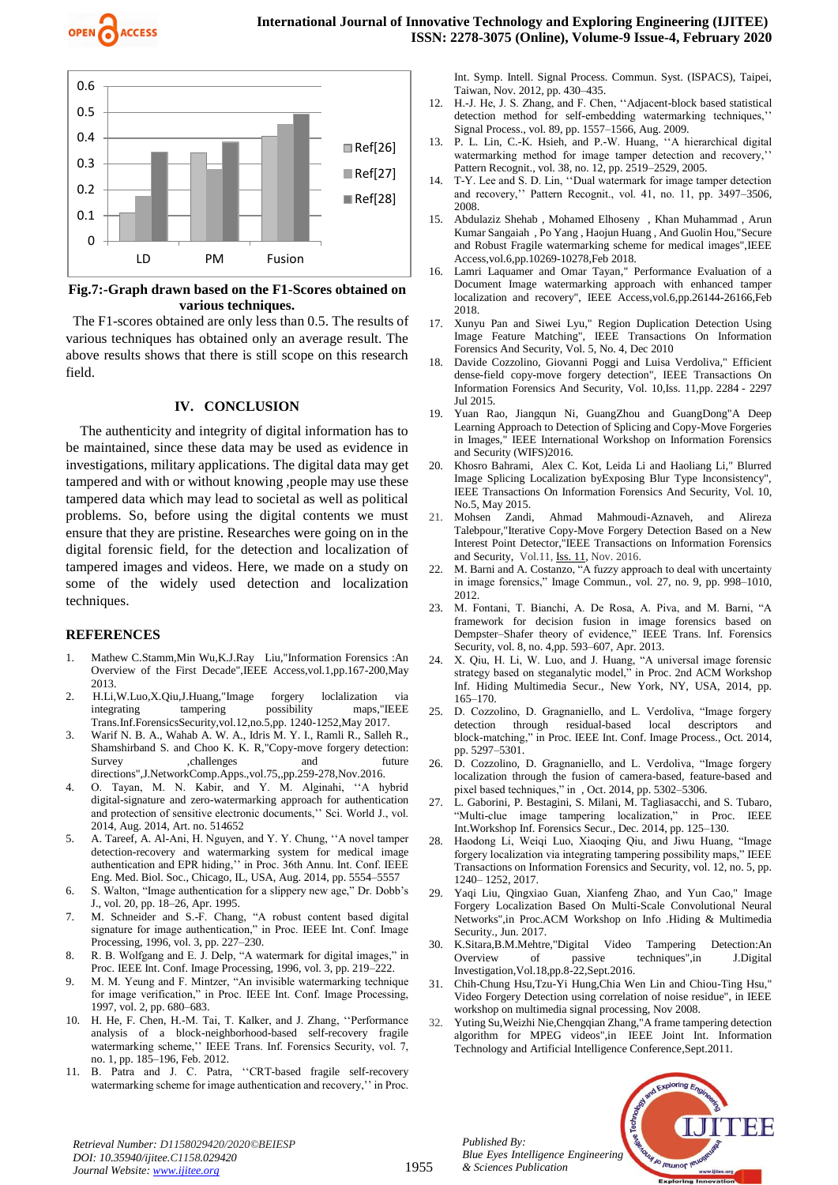**Fig.7:-Graph drawn based on the F1-Scores obtained on various techniques.**

The F1-scores obtained are only less than 0.5. The results of various techniques has obtained only an average result. The above results shows that there is still scope on this research field.

## IV. CONCLUSION

The authenticity and integrity of digital information has to be maintained, since these data may be used as evidence in investigations, military applications. The digital data may get tampered and with or without knowing ,people may use these tampered data which may lead to societal as well as political problems. So, before using the digital contents we must ensure that they are pristine. Researches were going on in the digital forensic field, for the detection and localization of tampered images and videos. Here, we made on a study on some of the widely used detection and localization techniques.

## REFERENCES

1. Mathew C.Stamm,Min Wu,K.J.Ray Liu,"Information Forensics :An Overview of the First Decade",IEEE Access,vol.1,pp.167-200,May 2013.
2. H.Li,W.Luo,X.Qiu,J.Huang,"Image forgery loclalization via integrating tampering possibility maps,"IEEE Trans.Inf.ForensicsSecurity,vol.12,no.5,pp. 1240-1252,May 2017.
3. Warif N. B. A., Wahab A. W. A., Idris M. Y. I., Ramli R., Salleh R., Shamshirband S. and Choo K. K. R,"Copy-move forgery detection: Survey ,challenges and future directions",J.NetworkComp.Apps.,vol.75,,pp.259-278,Nov.2016.
4. O. Tayan, M. N. Kabir, and Y. M. Alginahi, ''A hybrid digital-signature and zero-watermarking approach for authentication and protection of sensitive electronic documents,'' Sci. World J., vol. 2014, Aug. 2014, Art. no. 514652
5. A. Tareef, A. Al-Ani, H. Nguyen, and Y. Y. Chung, ''A novel tamper detection-recovery and watermarking system for medical image authentication and EPR hiding,'' in Proc. 36th Annu. Int. Conf. IEEE Eng. Med. Biol. Soc., Chicago, IL, USA, Aug. 2014, pp. 5554–5557
6. S. Walton, "Image authentication for a slippery new age," Dr. Dobb's J., vol. 20, pp. 18–26, Apr. 1995.
7. M. Schneider and S.-F. Chang, "A robust content based digital signature for image authentication," in Proc. IEEE Int. Conf. Image Processing, 1996, vol. 3, pp. 227–230.
8. R. B. Wolfgang and E. J. Delp, "A watermark for digital images," in Proc. IEEE Int. Conf. Image Processing, 1996, vol. 3, pp. 219–222.
9. M. M. Yeung and F. Mintzer, "An invisible watermarking technique for image verification," in Proc. IEEE Int. Conf. Image Processing, 1997, vol. 2, pp. 680–683.
10. H. He, F. Chen, H.-M. Tai, T. Kalker, and J. Zhang, ''Performance analysis of a block-neighborhood-based self-recovery fragile watermarking scheme,'' IEEE Trans. Inf. Forensics Security, vol. 7, no. 1, pp. 185–196, Feb. 2012.
11. B. Patra and J. C. Patra, ''CRT-based fragile self-recovery watermarking scheme for image authentication and recovery,'' in Proc. Int. Symp. Intell. Signal Process. Commun. Syst. (ISPACS), Taipei, Taiwan, Nov. 2012, pp. 430–435.
12. H.-J. He, J. S. Zhang, and F. Chen, ''Adjacent-block based statistical detection method for self-embedding watermarking techniques,'' Signal Process., vol. 89, pp. 1557–1566, Aug. 2009.
13. P. L. Lin, C.-K. Hsieh, and P.-W. Huang, ''A hierarchical digital watermarking method for image tamper detection and recovery,'' Pattern Recognit., vol. 38, no. 12, pp. 2519–2529, 2005.
14. T-Y. Lee and S. D. Lin, ''Dual watermark for image tamper detection and recovery,'' Pattern Recognit., vol. 41, no. 11, pp. 3497–3506, 2008.
15. Abdulaziz Shehab , Mohamed Elhoseny , Khan Muhammad , Arun Kumar Sangaiah , Po Yang , Haojun Huang , And Guolin Hou,"Secure and Robust Fragile watermarking scheme for medical images",IEEE Access,vol.6,pp.10269-10278,Feb 2018.
16. Lamri Laquamer and Omar Tayan," Performance Evaluation of a Document Image watermarking approach with enhanced tamper localization and recovery", IEEE Access,vol.6,pp.26144-26166,Feb 2018.
17. Xunyu Pan and Siwei Lyu," Region Duplication Detection Using Image Feature Matching", IEEE Transactions On Information Forensics And Security, Vol. 5, No. 4, Dec 2010
18. Davide Cozzolino, Giovanni Poggi and Luisa Verdoliva," Efficient dense-field copy-move forgery detection", IEEE Transactions On Information Forensics And Security, Vol. 10,Iss. 11,pp. 2284 - 2297 Jul 2015.
19. Yuan Rao, Jiangqun Ni, GuangZhou and GuangDong"A Deep Learning Approach to Detection of Splicing and Copy-Move Forgeries in Images," IEEE International Workshop on Information Forensics and Security (WIFS)2016.
20. Khosro Bahrami, Alex C. Kot, Leida Li and Haoliang Li," Blurred Image Splicing Localization byExposing Blur Type Inconsistency", IEEE Transactions On Information Forensics And Security, Vol. 10, No.5, May 2015.
21. Mohsen Zandi, Ahmad Mahmoudi-Aznaveh, and Alireza Talebpour,"Iterative Copy-Move Forgery Detection Based on a New Interest Point Detector,"IEEE Transactions on Information Forensics and Security, Vol.11, Iss. 11, Nov. 2016.
22. M. Barni and A. Costanzo, "A fuzzy approach to deal with uncertainty in image forensics," Image Commun., vol. 27, no. 9, pp. 998–1010, 2012.
23. M. Fontani, T. Bianchi, A. De Rosa, A. Piva, and M. Barni, "A framework for decision fusion in image forensics based on Dempster–Shafer theory of evidence," IEEE Trans. Inf. Forensics Security, vol. 8, no. 4,pp. 593–607, Apr. 2013.
24. X. Qiu, H. Li, W. Luo, and J. Huang, "A universal image forensic strategy based on steganalytic model," in Proc. 2nd ACM Workshop Inf. Hiding Multimedia Secur., New York, NY, USA, 2014, pp. 165–170.
25. D. Cozzolino, D. Gragnaniello, and L. Verdoliva, "Image forgery detection through residual-based local descriptors and block-matching," in Proc. IEEE Int. Conf. Image Process., Oct. 2014, pp. 5297–5301.
26. D. Cozzolino, D. Gragnaniello, and L. Verdoliva, "Image forgery localization through the fusion of camera-based, feature-based and pixel based techniques," in , Oct. 2014, pp. 5302–5306.
27. L. Gaborini, P. Bestagini, S. Milani, M. Tagliasacchi, and S. Tubaro, "Multi-clue image tampering localization," in Proc. IEEE Int.Workshop Inf. Forensics Secur., Dec. 2014, pp. 125–130.
28. Haodong Li, Weiqi Luo, Xiaoqing Qiu, and Jiwu Huang, "Image forgery localization via integrating tampering possibility maps," IEEE Transactions on Information Forensics and Security, vol. 12, no. 5, pp. 1240– 1252, 2017.
29. Yaqi Liu, Qingxiao Guan, Xianfeng Zhao, and Yun Cao," Image Forgery Localization Based On Multi-Scale Convolutional Neural Networks",in Proc.ACM Workshop on Info .Hiding & Multimedia Security., Jun. 2017.
30. K.Sitara,B.M.Mehtre,"Digital Video Tampering Detection:An Overview of passive techniques",in J.Digital Investigation,Vol.18,pp.8-22,Sept.2016.
31. Chih-Chung Hsu,Tzu-Yi Hung,Chia Wen Lin and Chiou-Ting Hsu," Video Forgery Detection using correlation of noise residue", in IEEE workshop on multimedia signal processing, Nov 2008.
32. Yuting Su,Weizhi Nie,Chengqian Zhang,"A frame tampering detection algorithm for MPEG videos",in IEEE Joint Int. Information Technology and Artificial Intelligence Conference,Sept.2011.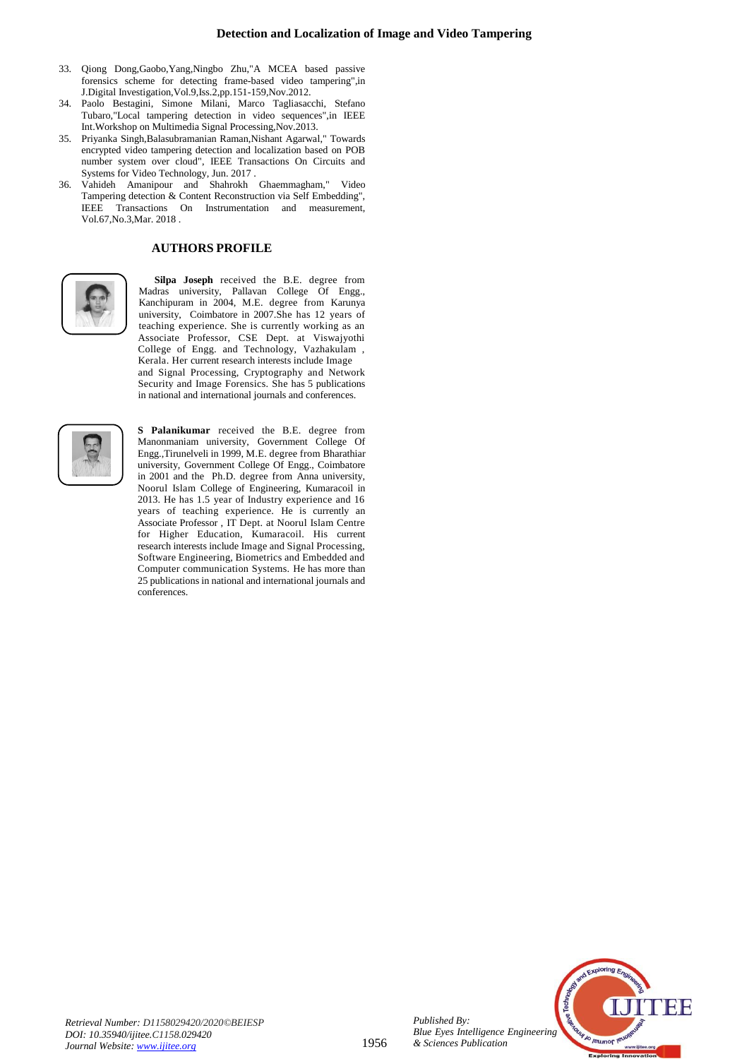33. Qiong Dong,Gaobo,Yang,Ningbo Zhu,"A MCEA based passive forensics scheme for detecting frame-based video tampering",in J.Digital Investigation,Vol.9,Iss.2,pp.151-159,Nov.2012.
34. Paolo Bestagini, Simone Milani, Marco Tagliasacchi, Stefano Tubaro,"Local tampering detection in video sequences",in IEEE Int.Workshop on Multimedia Signal Processing,Nov.2013.
35. Priyanka Singh,Balasubramanian Raman,Nishant Agarwal," Towards encrypted video tampering detection and localization based on POB number system over cloud", IEEE Transactions On Circuits and Systems for Video Technology, Jun. 2017 .
36. Vahideh Amanipour and Shahrokh Ghaemmagham," Video Tampering detection & Content Reconstruction via Self Embedding", IEEE Transactions On Instrumentation and measurement, Vol.67,No.3,Mar. 2018 .

## AUTHORS PROFILE

**Silpa Joseph** received the B.E. degree from Madras university, Pallavan College Of Engg., Kanchipuram in 2004, M.E. degree from Karunya university, Coimbatore in 2007.She has 12 years of teaching experience. She is currently working as an Associate Professor, CSE Dept. at Viswajyothi College of Engg. and Technology, Vazhakulam , Kerala. Her current research interests include Image and Signal Processing, Cryptography and Network Security and Image Forensics. She has 5 publications in national and international journals and conferences.

**S Palanikumar** received the B.E. degree from Manonmaniam university, Government College Of Engg.,Tirunelveli in 1999, M.E. degree from Bharathiar university, Government College Of Engg., Coimbatore in 2001 and the Ph.D. degree from Anna university, Noorul Islam College of Engineering, Kumaracoil in 2013. He has 1.5 year of Industry experience and 16 years of teaching experience. He is currently an Associate Professor , IT Dept. at Noorul Islam Centre for Higher Education, Kumaracoil. His current research interests include Image and Signal Processing, Software Engineering, Biometrics and Embedded and Computer communication Systems. He has more than 25 publications in national and international journals and conferences.